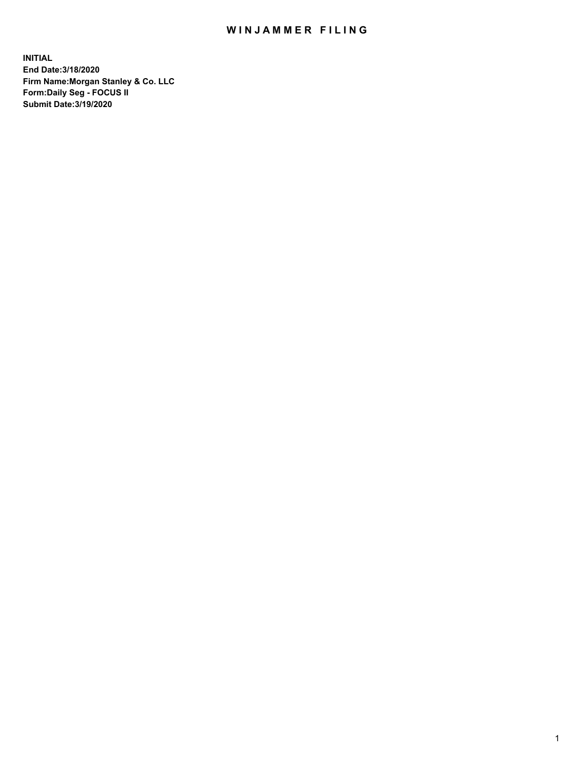# WINJAMMER FILING

**INITIAL**
**End Date:3/18/2020**
**Firm Name:Morgan Stanley & Co. LLC**
**Form:Daily Seg - FOCUS II**
**Submit Date:3/19/2020**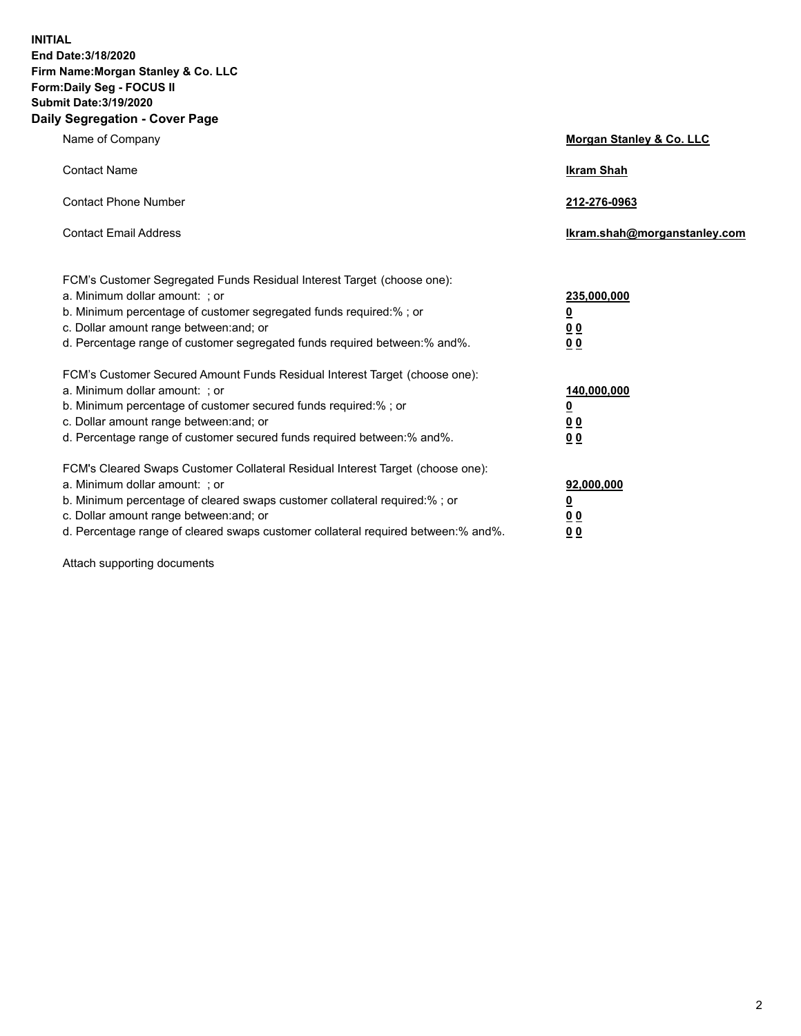**INITIAL**
**End Date:3/18/2020**
**Firm Name:Morgan Stanley & Co. LLC**
**Form:Daily Seg - FOCUS II**
**Submit Date:3/19/2020**

## Daily Segregation - Cover Page

| | |
|---|---|
| Name of Company | **Morgan Stanley & Co. LLC** |
| Contact Name | **Ikram Shah** |
| Contact Phone Number | **212-276-0963** |
| Contact Email Address | **Ikram.shah@morganstanley.com** |

| | |
|---|---|
| FCM's Customer Segregated Funds Residual Interest Target (choose one): | |
| a. Minimum dollar amount: ; or | **235,000,000** |
| b. Minimum percentage of customer segregated funds required:% ; or | **0** |
| c. Dollar amount range between:and; or | **0 0** |
| d. Percentage range of customer segregated funds required between:% and%. | **0 0** |
| FCM's Customer Secured Amount Funds Residual Interest Target (choose one): | |
| a. Minimum dollar amount: ; or | **140,000,000** |
| b. Minimum percentage of customer secured funds required:% ; or | **0** |
| c. Dollar amount range between:and; or | **0 0** |
| d. Percentage range of customer secured funds required between:% and%. | **0 0** |
| FCM's Cleared Swaps Customer Collateral Residual Interest Target (choose one): | |
| a. Minimum dollar amount: ; or | **92,000,000** |
| b. Minimum percentage of cleared swaps customer collateral required:% ; or | **0** |
| c. Dollar amount range between:and; or | **0 0** |
| d. Percentage range of cleared swaps customer collateral required between:% and%. | **0 0** |

Attach supporting documents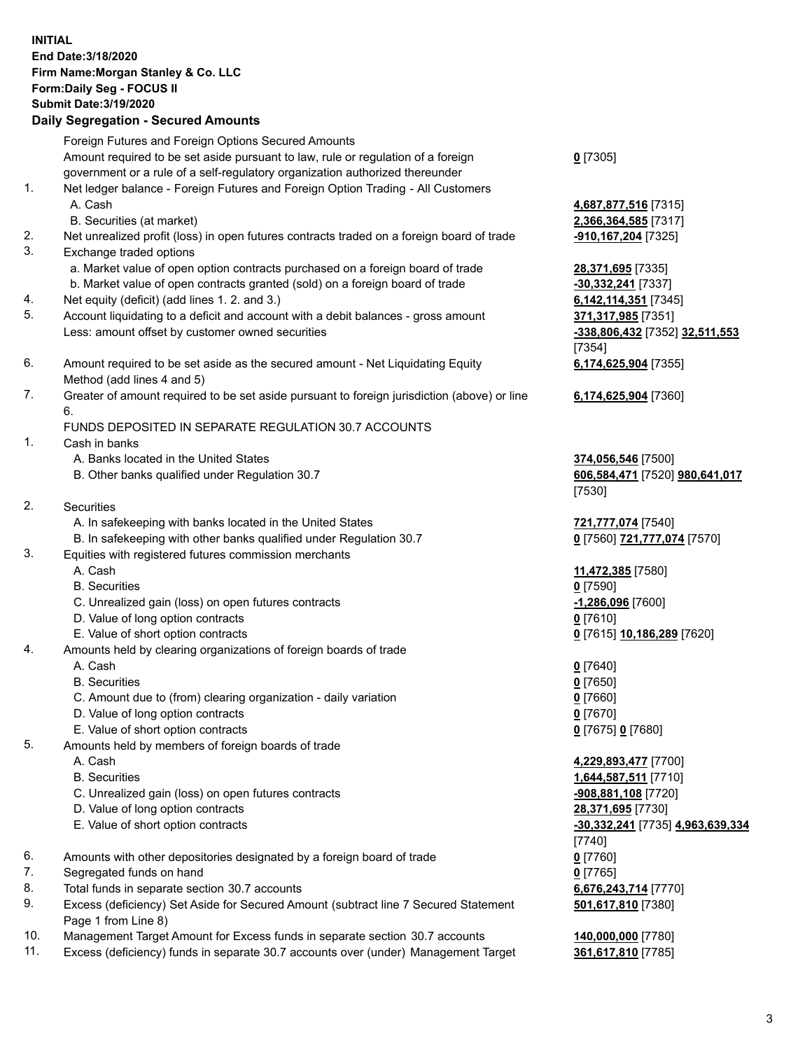**INITIAL**
**End Date:3/18/2020**
**Firm Name:Morgan Stanley & Co. LLC**
**Form:Daily Seg - FOCUS II**
**Submit Date:3/19/2020**

## Daily Segregation - Secured Amounts

| | | |
|---|---|---|
| | Foreign Futures and Foreign Options Secured Amounts | |
| | Amount required to be set aside pursuant to law, rule or regulation of a foreign government or a rule of a self-regulatory organization authorized thereunder | **0** [7305] |
| 1. | Net ledger balance - Foreign Futures and Foreign Option Trading - All Customers | |
| | A. Cash | **4,687,877,516** [7315] |
| | B. Securities (at market) | **2,366,364,585** [7317] |
| 2. | Net unrealized profit (loss) in open futures contracts traded on a foreign board of trade | **-910,167,204** [7325] |
| 3. | Exchange traded options | |
| | a. Market value of open option contracts purchased on a foreign board of trade | **28,371,695** [7335] |
| | b. Market value of open contracts granted (sold) on a foreign board of trade | **-30,332,241** [7337] |
| 4. | Net equity (deficit) (add lines 1. 2. and 3.) | **6,142,114,351** [7345] |
| 5. | Account liquidating to a deficit and account with a debit balances - gross amount | **371,317,985** [7351] |
| | Less: amount offset by customer owned securities | **-338,806,432** [7352] **32,511,553** [7354] |
| 6. | Amount required to be set aside as the secured amount - Net Liquidating Equity Method (add lines 4 and 5) | **6,174,625,904** [7355] |
| 7. | Greater of amount required to be set aside pursuant to foreign jurisdiction (above) or line 6. | **6,174,625,904** [7360] |
| | FUNDS DEPOSITED IN SEPARATE REGULATION 30.7 ACCOUNTS | |
| 1. | Cash in banks | |
| | A. Banks located in the United States | **374,056,546** [7500] |
| | B. Other banks qualified under Regulation 30.7 | **606,584,471** [7520] **980,641,017** [7530] |
| 2. | Securities | |
| | A. In safekeeping with banks located in the United States | **721,777,074** [7540] |
| | B. In safekeeping with other banks qualified under Regulation 30.7 | **0** [7560] **721,777,074** [7570] |
| 3. | Equities with registered futures commission merchants | |
| | A. Cash | **11,472,385** [7580] |
| | B. Securities | **0** [7590] |
| | C. Unrealized gain (loss) on open futures contracts | **-1,286,096** [7600] |
| | D. Value of long option contracts | **0** [7610] |
| | E. Value of short option contracts | **0** [7615] **10,186,289** [7620] |
| 4. | Amounts held by clearing organizations of foreign boards of trade | |
| | A. Cash | **0** [7640] |
| | B. Securities | **0** [7650] |
| | C. Amount due to (from) clearing organization - daily variation | **0** [7660] |
| | D. Value of long option contracts | **0** [7670] |
| | E. Value of short option contracts | **0** [7675] **0** [7680] |
| 5. | Amounts held by members of foreign boards of trade | |
| | A. Cash | **4,229,893,477** [7700] |
| | B. Securities | **1,644,587,511** [7710] |
| | C. Unrealized gain (loss) on open futures contracts | **-908,881,108** [7720] |
| | D. Value of long option contracts | **28,371,695** [7730] |
| | E. Value of short option contracts | **-30,332,241** [7735] **4,963,639,334** [7740] |
| 6. | Amounts with other depositories designated by a foreign board of trade | **0** [7760] |
| 7. | Segregated funds on hand | **0** [7765] |
| 8. | Total funds in separate section 30.7 accounts | **6,676,243,714** [7770] |
| 9. | Excess (deficiency) Set Aside for Secured Amount (subtract line 7 Secured Statement Page 1 from Line 8) | **501,617,810** [7380] |
| 10. | Management Target Amount for Excess funds in separate section 30.7 accounts | **140,000,000** [7780] |
| 11. | Excess (deficiency) funds in separate 30.7 accounts over (under) Management Target | **361,617,810** [7785] |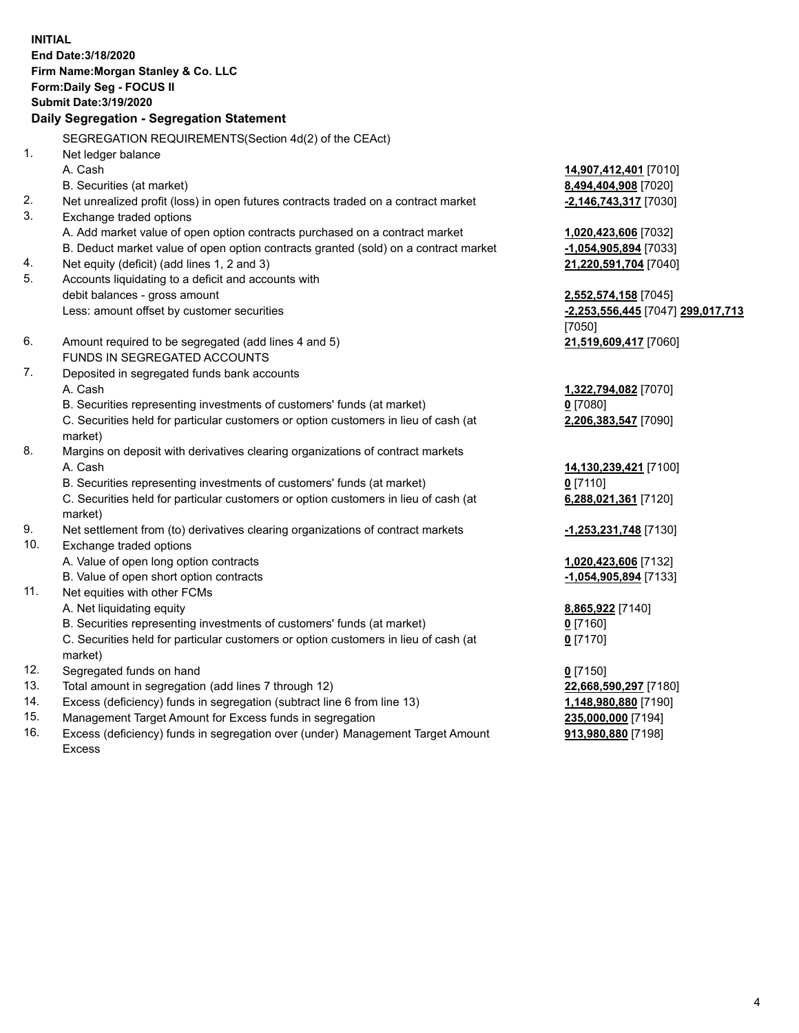**INITIAL**
**End Date:3/18/2020**
**Firm Name:Morgan Stanley & Co. LLC**
**Form:Daily Seg - FOCUS II**
**Submit Date:3/19/2020**

**Daily Segregation - Segregation Statement**

| | | |
|---|---|---|
| | SEGREGATION REQUIREMENTS(Section 4d(2) of the CEAct) | |
| 1. | Net ledger balance | |
| | A. Cash | **14,907,412,401** [7010] |
| | B. Securities (at market) | **8,494,404,908** [7020] |
| 2. | Net unrealized profit (loss) in open futures contracts traded on a contract market | **-2,146,743,317** [7030] |
| 3. | Exchange traded options | |
| | A. Add market value of open option contracts purchased on a contract market | **1,020,423,606** [7032] |
| | B. Deduct market value of open option contracts granted (sold) on a contract market | **-1,054,905,894** [7033] |
| 4. | Net equity (deficit) (add lines 1, 2 and 3) | **21,220,591,704** [7040] |
| 5. | Accounts liquidating to a deficit and accounts with debit balances - gross amount | **2,552,574,158** [7045] |
| | Less: amount offset by customer securities | **-2,253,556,445** [7047] **299,017,713** [7050] |
| 6. | Amount required to be segregated (add lines 4 and 5) | **21,519,609,417** [7060] |
| | FUNDS IN SEGREGATED ACCOUNTS | |
| 7. | Deposited in segregated funds bank accounts | |
| | A. Cash | **1,322,794,082** [7070] |
| | B. Securities representing investments of customers' funds (at market) | **0** [7080] |
| | C. Securities held for particular customers or option customers in lieu of cash (at market) | **2,206,383,547** [7090] |
| 8. | Margins on deposit with derivatives clearing organizations of contract markets | |
| | A. Cash | **14,130,239,421** [7100] |
| | B. Securities representing investments of customers' funds (at market) | **0** [7110] |
| | C. Securities held for particular customers or option customers in lieu of cash (at market) | **6,288,021,361** [7120] |
| 9. | Net settlement from (to) derivatives clearing organizations of contract markets | **-1,253,231,748** [7130] |
| 10. | Exchange traded options | |
| | A. Value of open long option contracts | **1,020,423,606** [7132] |
| | B. Value of open short option contracts | **-1,054,905,894** [7133] |
| 11. | Net equities with other FCMs | |
| | A. Net liquidating equity | **8,865,922** [7140] |
| | B. Securities representing investments of customers' funds (at market) | **0** [7160] |
| | C. Securities held for particular customers or option customers in lieu of cash (at market) | **0** [7170] |
| 12. | Segregated funds on hand | **0** [7150] |
| 13. | Total amount in segregation (add lines 7 through 12) | **22,668,590,297** [7180] |
| 14. | Excess (deficiency) funds in segregation (subtract line 6 from line 13) | **1,148,980,880** [7190] |
| 15. | Management Target Amount for Excess funds in segregation | **235,000,000** [7194] |
| 16. | Excess (deficiency) funds in segregation over (under) Management Target Amount Excess | **913,980,880** [7198] |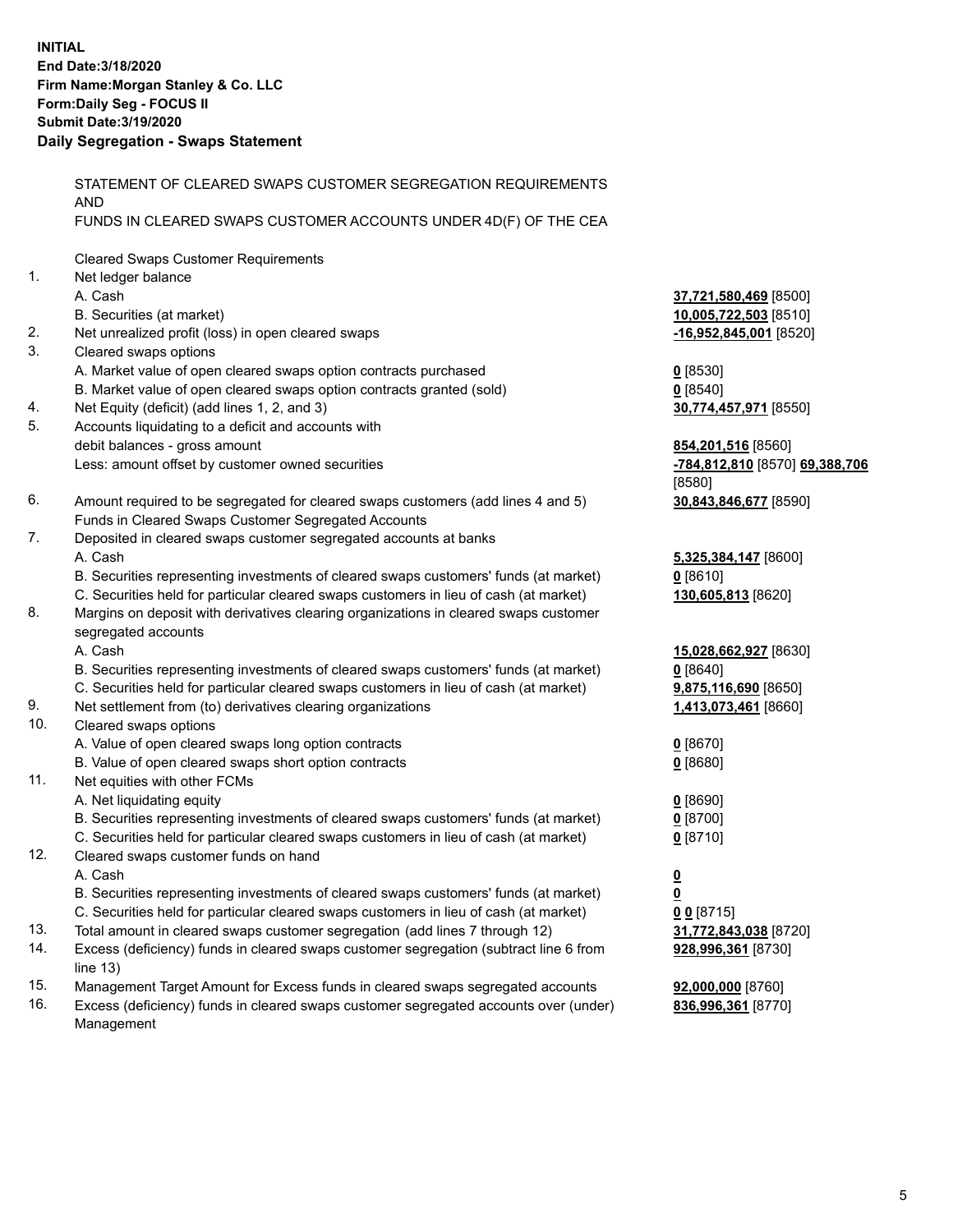**INITIAL**
**End Date:3/18/2020**
**Firm Name:Morgan Stanley & Co. LLC**
**Form:Daily Seg - FOCUS II**
**Submit Date:3/19/2020**
**Daily Segregation - Swaps Statement**

STATEMENT OF CLEARED SWAPS CUSTOMER SEGREGATION REQUIREMENTS AND
FUNDS IN CLEARED SWAPS CUSTOMER ACCOUNTS UNDER 4D(F) OF THE CEA

| | | |
|---|---|---|
| | Cleared Swaps Customer Requirements | |
| 1. | Net ledger balance | |
| | A. Cash | **37,721,580,469** [8500] |
| | B. Securities (at market) | **10,005,722,503** [8510] |
| 2. | Net unrealized profit (loss) in open cleared swaps | **-16,952,845,001** [8520] |
| 3. | Cleared swaps options | |
| | A. Market value of open cleared swaps option contracts purchased | **0** [8530] |
| | B. Market value of open cleared swaps option contracts granted (sold) | **0** [8540] |
| 4. | Net Equity (deficit) (add lines 1, 2, and 3) | **30,774,457,971** [8550] |
| 5. | Accounts liquidating to a deficit and accounts with debit balances - gross amount | **854,201,516** [8560] |
| | Less: amount offset by customer owned securities | **-784,812,810** [8570] **69,388,706** [8580] |
| 6. | Amount required to be segregated for cleared swaps customers (add lines 4 and 5) | **30,843,846,677** [8590] |
| | Funds in Cleared Swaps Customer Segregated Accounts | |
| 7. | Deposited in cleared swaps customer segregated accounts at banks | |
| | A. Cash | **5,325,384,147** [8600] |
| | B. Securities representing investments of cleared swaps customers' funds (at market) | **0** [8610] |
| | C. Securities held for particular cleared swaps customers in lieu of cash (at market) | **130,605,813** [8620] |
| 8. | Margins on deposit with derivatives clearing organizations in cleared swaps customer segregated accounts | |
| | A. Cash | **15,028,662,927** [8630] |
| | B. Securities representing investments of cleared swaps customers' funds (at market) | **0** [8640] |
| | C. Securities held for particular cleared swaps customers in lieu of cash (at market) | **9,875,116,690** [8650] |
| 9. | Net settlement from (to) derivatives clearing organizations | **1,413,073,461** [8660] |
| 10. | Cleared swaps options | |
| | A. Value of open cleared swaps long option contracts | **0** [8670] |
| | B. Value of open cleared swaps short option contracts | **0** [8680] |
| 11. | Net equities with other FCMs | |
| | A. Net liquidating equity | **0** [8690] |
| | B. Securities representing investments of cleared swaps customers' funds (at market) | **0** [8700] |
| | C. Securities held for particular cleared swaps customers in lieu of cash (at market) | **0** [8710] |
| 12. | Cleared swaps customer funds on hand | |
| | A. Cash | **0** |
| | B. Securities representing investments of cleared swaps customers' funds (at market) | **0** |
| | C. Securities held for particular cleared swaps customers in lieu of cash (at market) | **0** **0** [8715] |
| 13. | Total amount in cleared swaps customer segregation (add lines 7 through 12) | **31,772,843,038** [8720] |
| 14. | Excess (deficiency) funds in cleared swaps customer segregation (subtract line 6 from line 13) | **928,996,361** [8730] |
| 15. | Management Target Amount for Excess funds in cleared swaps segregated accounts | **92,000,000** [8760] |
| 16. | Excess (deficiency) funds in cleared swaps customer segregated accounts over (under) Management | **836,996,361** [8770] |